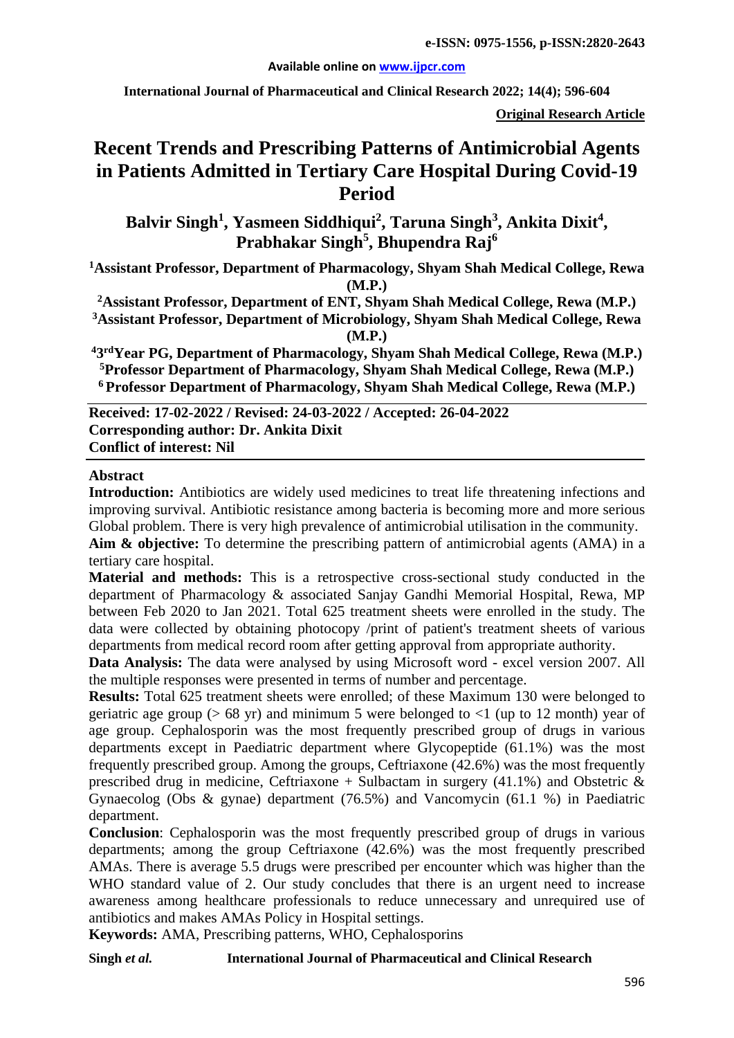# Recent Trends and Prescribing Patterns of Antimicrobial Agents in Patients Admitted in Tertiary Care Hospital During Covid-19 Period

**Balvir Singh[1], Yasmeen Siddhiqui[2], Taruna Singh[3], Ankita Dixit[4], Prabhakar Singh[5], Bhupendra Raj[6]**

**[1]Assistant Professor, Department of Pharmacology, Shyam Shah Medical College, Rewa (M.P.)**

**[2]Assistant Professor, Department of ENT, Shyam Shah Medical College, Rewa (M.P.)**

**[3]Assistant Professor, Department of Microbiology, Shyam Shah Medical College, Rewa (M.P.)**

**[4]3rdYear PG, Department of Pharmacology, Shyam Shah Medical College, Rewa (M.P.)**

**[5]Professor Department of Pharmacology, Shyam Shah Medical College, Rewa (M.P.)**

**[6]Professor Department of Pharmacology, Shyam Shah Medical College, Rewa (M.P.)**

**Received: 17-02-2022 / Revised: 24-03-2022 / Accepted: 26-04-2022**
**Corresponding author: Dr. Ankita Dixit**
**Conflict of interest: Nil**

## Abstract

**Introduction:** Antibiotics are widely used medicines to treat life threatening infections and improving survival. Antibiotic resistance among bacteria is becoming more and more serious Global problem. There is very high prevalence of antimicrobial utilisation in the community.

**Aim & objective:** To determine the prescribing pattern of antimicrobial agents (AMA) in a tertiary care hospital.

**Material and methods:** This is a retrospective cross-sectional study conducted in the department of Pharmacology & associated Sanjay Gandhi Memorial Hospital, Rewa, MP between Feb 2020 to Jan 2021. Total 625 treatment sheets were enrolled in the study. The data were collected by obtaining photocopy /print of patient's treatment sheets of various departments from medical record room after getting approval from appropriate authority.

**Data Analysis:** The data were analysed by using Microsoft word - excel version 2007. All the multiple responses were presented in terms of number and percentage.

**Results:** Total 625 treatment sheets were enrolled; of these Maximum 130 were belonged to geriatric age group (> 68 yr) and minimum 5 were belonged to <1 (up to 12 month) year of age group. Cephalosporin was the most frequently prescribed group of drugs in various departments except in Paediatric department where Glycopeptide (61.1%) was the most frequently prescribed group. Among the groups, Ceftriaxone (42.6%) was the most frequently prescribed drug in medicine, Ceftriaxone + Sulbactam in surgery (41.1%) and Obstetric & Gynaecolog (Obs & gynae) department (76.5%) and Vancomycin (61.1 %) in Paediatric department.

**Conclusion**: Cephalosporin was the most frequently prescribed group of drugs in various departments; among the group Ceftriaxone (42.6%) was the most frequently prescribed AMAs. There is average 5.5 drugs were prescribed per encounter which was higher than the WHO standard value of 2. Our study concludes that there is an urgent need to increase awareness among healthcare professionals to reduce unnecessary and unrequired use of antibiotics and makes AMAs Policy in Hospital settings.

**Keywords:** AMA, Prescribing patterns, WHO, Cephalosporins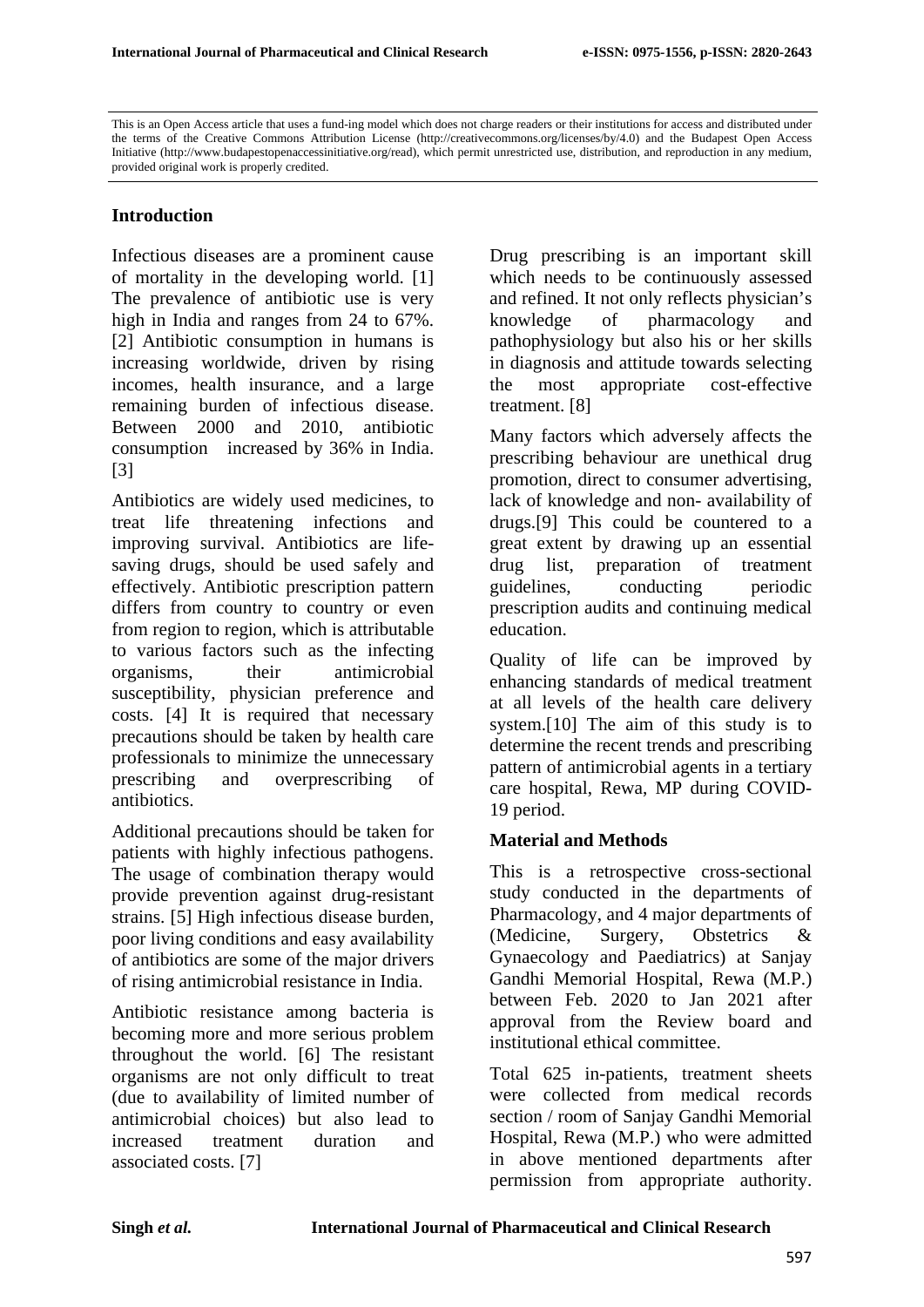This is an Open Access article that uses a fund-ing model which does not charge readers or their institutions for access and distributed under the terms of the Creative Commons Attribution License (http://creativecommons.org/licenses/by/4.0) and the Budapest Open Access Initiative (http://www.budapestopenaccessinitiative.org/read), which permit unrestricted use, distribution, and reproduction in any medium, provided original work is properly credited.

## Introduction

Infectious diseases are a prominent cause of mortality in the developing world. [1] The prevalence of antibiotic use is very high in India and ranges from 24 to 67%. [2] Antibiotic consumption in humans is increasing worldwide, driven by rising incomes, health insurance, and a large remaining burden of infectious disease. Between 2000 and 2010, antibiotic consumption increased by 36% in India. [3]

Antibiotics are widely used medicines, to treat life threatening infections and improving survival. Antibiotics are life-saving drugs, should be used safely and effectively. Antibiotic prescription pattern differs from country to country or even from region to region, which is attributable to various factors such as the infecting organisms, their antimicrobial susceptibility, physician preference and costs. [4] It is required that necessary precautions should be taken by health care professionals to minimize the unnecessary prescribing and overprescribing of antibiotics.

Additional precautions should be taken for patients with highly infectious pathogens. The usage of combination therapy would provide prevention against drug-resistant strains. [5] High infectious disease burden, poor living conditions and easy availability of antibiotics are some of the major drivers of rising antimicrobial resistance in India.

Antibiotic resistance among bacteria is becoming more and more serious problem throughout the world. [6] The resistant organisms are not only difficult to treat (due to availability of limited number of antimicrobial choices) but also lead to increased treatment duration and associated costs. [7]

Drug prescribing is an important skill which needs to be continuously assessed and refined. It not only reflects physician's knowledge of pharmacology and pathophysiology but also his or her skills in diagnosis and attitude towards selecting the most appropriate cost-effective treatment. [8]

Many factors which adversely affects the prescribing behaviour are unethical drug promotion, direct to consumer advertising, lack of knowledge and non- availability of drugs.[9] This could be countered to a great extent by drawing up an essential drug list, preparation of treatment guidelines, conducting periodic prescription audits and continuing medical education.

Quality of life can be improved by enhancing standards of medical treatment at all levels of the health care delivery system.[10] The aim of this study is to determine the recent trends and prescribing pattern of antimicrobial agents in a tertiary care hospital, Rewa, MP during COVID-19 period.

## Material and Methods

This is a retrospective cross-sectional study conducted in the departments of Pharmacology, and 4 major departments of (Medicine, Surgery, Obstetrics & Gynaecology and Paediatrics) at Sanjay Gandhi Memorial Hospital, Rewa (M.P.) between Feb. 2020 to Jan 2021 after approval from the Review board and institutional ethical committee.

Total 625 in-patients, treatment sheets were collected from medical records section / room of Sanjay Gandhi Memorial Hospital, Rewa (M.P.) who were admitted in above mentioned departments after permission from appropriate authority.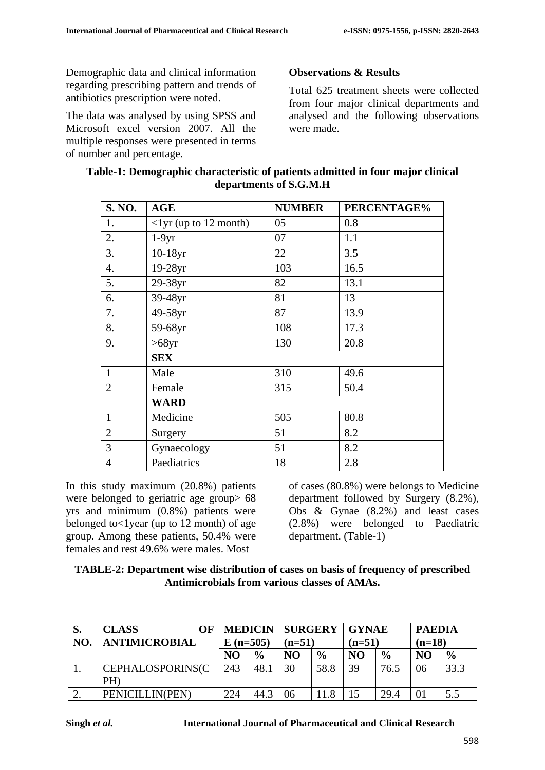Demographic data and clinical information regarding prescribing pattern and trends of antibiotics prescription were noted.

The data was analysed by using SPSS and Microsoft excel version 2007. All the multiple responses were presented in terms of number and percentage.

**Observations & Results**

Total 625 treatment sheets were collected from four major clinical departments and analysed and the following observations were made.

**Table-1: Demographic characteristic of patients admitted in four major clinical departments of S.G.M.H**

| S. NO. | AGE | NUMBER | PERCENTAGE% |
|---|---|---|---|
| 1. | <1yr (up to 12 month) | 05 | 0.8 |
| 2. | 1-9yr | 07 | 1.1 |
| 3. | 10-18yr | 22 | 3.5 |
| 4. | 19-28yr | 103 | 16.5 |
| 5. | 29-38yr | 82 | 13.1 |
| 6. | 39-48yr | 81 | 13 |
| 7. | 49-58yr | 87 | 13.9 |
| 8. | 59-68yr | 108 | 17.3 |
| 9. | >68yr | 130 | 20.8 |
| | **SEX** | | |
| 1 | Male | 310 | 49.6 |
| 2 | Female | 315 | 50.4 |
| | **WARD** | | |
| 1 | Medicine | 505 | 80.8 |
| 2 | Surgery | 51 | 8.2 |
| 3 | Gynaecology | 51 | 8.2 |
| 4 | Paediatrics | 18 | 2.8 |

In this study maximum (20.8%) patients were belonged to geriatric age group> 68 yrs and minimum (0.8%) patients were belonged to<1year (up to 12 month) of age group. Among these patients, 50.4% were females and rest 49.6% were males. Most of cases (80.8%) were belongs to Medicine department followed by Surgery (8.2%), Obs & Gynae (8.2%) and least cases (2.8%) were belonged to Paediatric department. (Table-1)

**TABLE-2: Department wise distribution of cases on basis of frequency of prescribed Antimicrobials from various classes of AMAs.**

| S. NO. | CLASS OF ANTIMICROBIAL | MEDICINE (n=505) | | SURGERY (n=51) | | GYNAE (n=51) | | PAEDIA (n=18) | |
|---|---|---|---|---|---|---|---|---|---|
| | | NO | % | NO | % | NO | % | NO | % |
| 1. | CEPHALOSPORINS(CPH) | 243 | 48.1 | 30 | 58.8 | 39 | 76.5 | 06 | 33.3 |
| 2. | PENICILLIN(PEN) | 224 | 44.3 | 06 | 11.8 | 15 | 29.4 | 01 | 5.5 |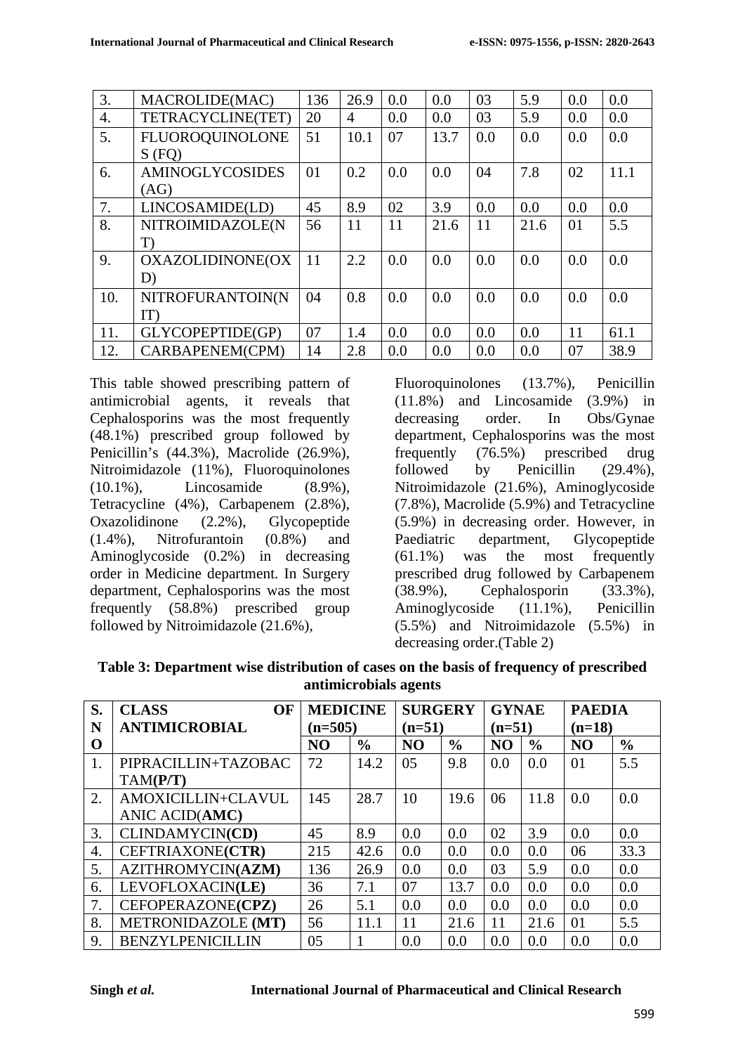| | | | | | | | | | |
|---|---|---|---|---|---|---|---|---|---|
| 3. | MACROLIDE(MAC) | 136 | 26.9 | 0.0 | 0.0 | 03 | 5.9 | 0.0 | 0.0 |
| 4. | TETRACYCLINE(TET) | 20 | 4 | 0.0 | 0.0 | 03 | 5.9 | 0.0 | 0.0 |
| 5. | FLUOROQUINOLONES (FQ) | 51 | 10.1 | 07 | 13.7 | 0.0 | 0.0 | 0.0 | 0.0 |
| 6. | AMINOGLYCOSIDES (AG) | 01 | 0.2 | 0.0 | 0.0 | 04 | 7.8 | 02 | 11.1 |
| 7. | LINCOSAMIDE(LD) | 45 | 8.9 | 02 | 3.9 | 0.0 | 0.0 | 0.0 | 0.0 |
| 8. | NITROIMIDAZOLE(NT) | 56 | 11 | 11 | 21.6 | 11 | 21.6 | 01 | 5.5 |
| 9. | OXAZOLIDINONE(OXD) | 11 | 2.2 | 0.0 | 0.0 | 0.0 | 0.0 | 0.0 | 0.0 |
| 10. | NITROFURANTOIN(NIT) | 04 | 0.8 | 0.0 | 0.0 | 0.0 | 0.0 | 0.0 | 0.0 |
| 11. | GLYCOPEPTIDE(GP) | 07 | 1.4 | 0.0 | 0.0 | 0.0 | 0.0 | 11 | 61.1 |
| 12. | CARBAPENEM(CPM) | 14 | 2.8 | 0.0 | 0.0 | 0.0 | 0.0 | 07 | 38.9 |

This table showed prescribing pattern of antimicrobial agents, it reveals that Cephalosporins was the most frequently (48.1%) prescribed group followed by Penicillin's (44.3%), Macrolide (26.9%), Nitroimidazole (11%), Fluoroquinolones (10.1%), Lincosamide (8.9%), Tetracycline (4%), Carbapenem (2.8%), Oxazolidinone (2.2%), Glycopeptide (1.4%), Nitrofurantoin (0.8%) and Aminoglycoside (0.2%) in decreasing order in Medicine department. In Surgery department, Cephalosporins was the most frequently (58.8%) prescribed group followed by Nitroimidazole (21.6%), Fluoroquinolones (13.7%), Penicillin (11.8%) and Lincosamide (3.9%) in decreasing order. In Obs/Gynae department, Cephalosporins was the most frequently (76.5%) prescribed drug followed by Penicillin (29.4%), Nitroimidazole (21.6%), Aminoglycoside (7.8%), Macrolide (5.9%) and Tetracycline (5.9%) in decreasing order. However, in Paediatric department, Glycopeptide (61.1%) was the most frequently prescribed drug followed by Carbapenem (38.9%), Cephalosporin (33.3%), Aminoglycoside (11.1%), Penicillin (5.5%) and Nitroimidazole (5.5%) in decreasing order.(Table 2)

**Table 3: Department wise distribution of cases on the basis of frequency of prescribed antimicrobials agents**

| S. NO | CLASS OF ANTIMICROBIAL | MEDICINE (n=505) | | SURGERY (n=51) | | GYNAE (n=51) | | PAEDIA (n=18) | |
|---|---|---|---|---|---|---|---|---|---|
| | | NO | % | NO | % | NO | % | NO | % |
| 1. | PIPRACILLIN+TAZOBACTAM(**P/T**) | 72 | 14.2 | 05 | 9.8 | 0.0 | 0.0 | 01 | 5.5 |
| 2. | AMOXICILLIN+CLAVULANIC ACID(**AMC**) | 145 | 28.7 | 10 | 19.6 | 06 | 11.8 | 0.0 | 0.0 |
| 3. | CLINDAMYCIN**(CD)** | 45 | 8.9 | 0.0 | 0.0 | 02 | 3.9 | 0.0 | 0.0 |
| 4. | CEFTRIAXONE**(CTR)** | 215 | 42.6 | 0.0 | 0.0 | 0.0 | 0.0 | 06 | 33.3 |
| 5. | AZITHROMYCIN**(AZM)** | 136 | 26.9 | 0.0 | 0.0 | 03 | 5.9 | 0.0 | 0.0 |
| 6. | LEVOFLOXACIN**(LE)** | 36 | 7.1 | 07 | 13.7 | 0.0 | 0.0 | 0.0 | 0.0 |
| 7. | CEFOPERAZONE**(CPZ)** | 26 | 5.1 | 0.0 | 0.0 | 0.0 | 0.0 | 0.0 | 0.0 |
| 8. | METRONIDAZOLE **(MT)** | 56 | 11.1 | 11 | 21.6 | 11 | 21.6 | 01 | 5.5 |
| 9. | BENZYLPENICILLIN | 05 | 1 | 0.0 | 0.0 | 0.0 | 0.0 | 0.0 | 0.0 |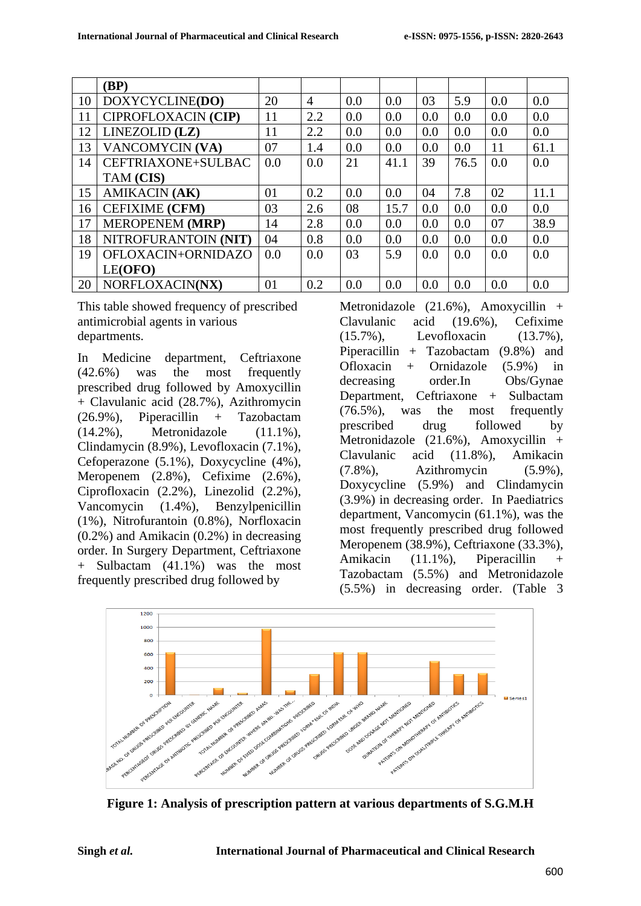| | | | | | | | | | |
|---|---|---|---|---|---|---|---|---|---|
| | **(BP)** | | | | | | | | |
| 10 | DOXYCYCLINE**(DO)** | 20 | 4 | 0.0 | 0.0 | 03 | 5.9 | 0.0 | 0.0 |
| 11 | CIPROFLOXACIN **(CIP)** | 11 | 2.2 | 0.0 | 0.0 | 0.0 | 0.0 | 0.0 | 0.0 |
| 12 | LINEZOLID **(LZ)** | 11 | 2.2 | 0.0 | 0.0 | 0.0 | 0.0 | 0.0 | 0.0 |
| 13 | VANCOMYCIN **(VA)** | 07 | 1.4 | 0.0 | 0.0 | 0.0 | 0.0 | 11 | 61.1 |
| 14 | CEFTRIAXONE+SULBACTAM **(CIS)** | 0.0 | 0.0 | 21 | 41.1 | 39 | 76.5 | 0.0 | 0.0 |
| 15 | AMIKACIN **(AK)** | 01 | 0.2 | 0.0 | 0.0 | 04 | 7.8 | 02 | 11.1 |
| 16 | CEFIXIME **(CFM)** | 03 | 2.6 | 08 | 15.7 | 0.0 | 0.0 | 0.0 | 0.0 |
| 17 | MEROPENEM **(MRP)** | 14 | 2.8 | 0.0 | 0.0 | 0.0 | 0.0 | 07 | 38.9 |
| 18 | NITROFURANTOIN **(NIT)** | 04 | 0.8 | 0.0 | 0.0 | 0.0 | 0.0 | 0.0 | 0.0 |
| 19 | OFLOXACIN+ORNIDAZOLE**(OFO)** | 0.0 | 0.0 | 03 | 5.9 | 0.0 | 0.0 | 0.0 | 0.0 |
| 20 | NORFLOXACIN**(NX)** | 01 | 0.2 | 0.0 | 0.0 | 0.0 | 0.0 | 0.0 | 0.0 |

This table showed frequency of prescribed antimicrobial agents in various departments.

In Medicine department, Ceftriaxone (42.6%) was the most frequently prescribed drug followed by Amoxycillin + Clavulanic acid (28.7%), Azithromycin (26.9%), Piperacillin + Tazobactam (14.2%), Metronidazole (11.1%), Clindamycin (8.9%), Levofloxacin (7.1%), Cefoperazone (5.1%), Doxycycline (4%), Meropenem (2.8%), Cefixime (2.6%), Ciprofloxacin (2.2%), Linezolid (2.2%), Vancomycin (1.4%), Benzylpenicillin (1%), Nitrofurantoin (0.8%), Norfloxacin (0.2%) and Amikacin (0.2%) in decreasing order. In Surgery Department, Ceftriaxone + Sulbactam (41.1%) was the most frequently prescribed drug followed by Metronidazole (21.6%), Amoxycillin + Clavulanic acid (19.6%), Cefixime (15.7%), Levofloxacin (13.7%), Piperacillin + Tazobactam (9.8%) and Ofloxacin + Ornidazole (5.9%) in decreasing order.In Obs/Gynae Department, Ceftriaxone + Sulbactam (76.5%), was the most frequently prescribed drug followed by Metronidazole (21.6%), Amoxycillin + Clavulanic acid (11.8%), Amikacin (7.8%), Azithromycin (5.9%), Doxycycline (5.9%) and Clindamycin (3.9%) in decreasing order. In Paediatrics department, Vancomycin (61.1%), was the most frequently prescribed drug followed Meropenem (38.9%), Ceftriaxone (33.3%), Amikacin (11.1%), Piperacillin + Tazobactam (5.5%) and Metronidazole (5.5%) in decreasing order. (Table 3

1200
1000
800
600
400
200
0

TOTAL NUMBER OF PRESCRIPTION
...RAGE NO. OF DRUGS PRESCRIBED PER ENCOUNTER
PERCENTAGEOF DRUGS PRESCRIBED BY GENERIC NAME
PERCENTAGE OF ANTIBIOTIC PRESCRIBED PER ENCOUNTER
TOTAL NUMBER OF PRESCRIBED AMAS
PERCENTAGE OF ENCOUNTER WHERE AN INJ. WAS THE...
NUMBER OF FIXED DOSE COMBINATIONS PRESCRIBED
NUMBER OF DRUGS PRESCRIBED FORM * EML OF INDIA
NUMBER OF DRUGS PRESCRIBED FORM EML OF WHO
DRUGS PRESCRIBED UNDER BRAND NAME
DOSE AND DOSAGE NOT MENTIONED
DURATION OF THERAPY NOT MENTIONED
PATIENTS ON MONOTHERAPY OF ANTIBIOTICS
PATIENTS ON DUAL/TRIPLE THERAPY OF ANTIBIOTICS

Series1

**Figure 1: Analysis of prescription pattern at various departments of S.G.M.H**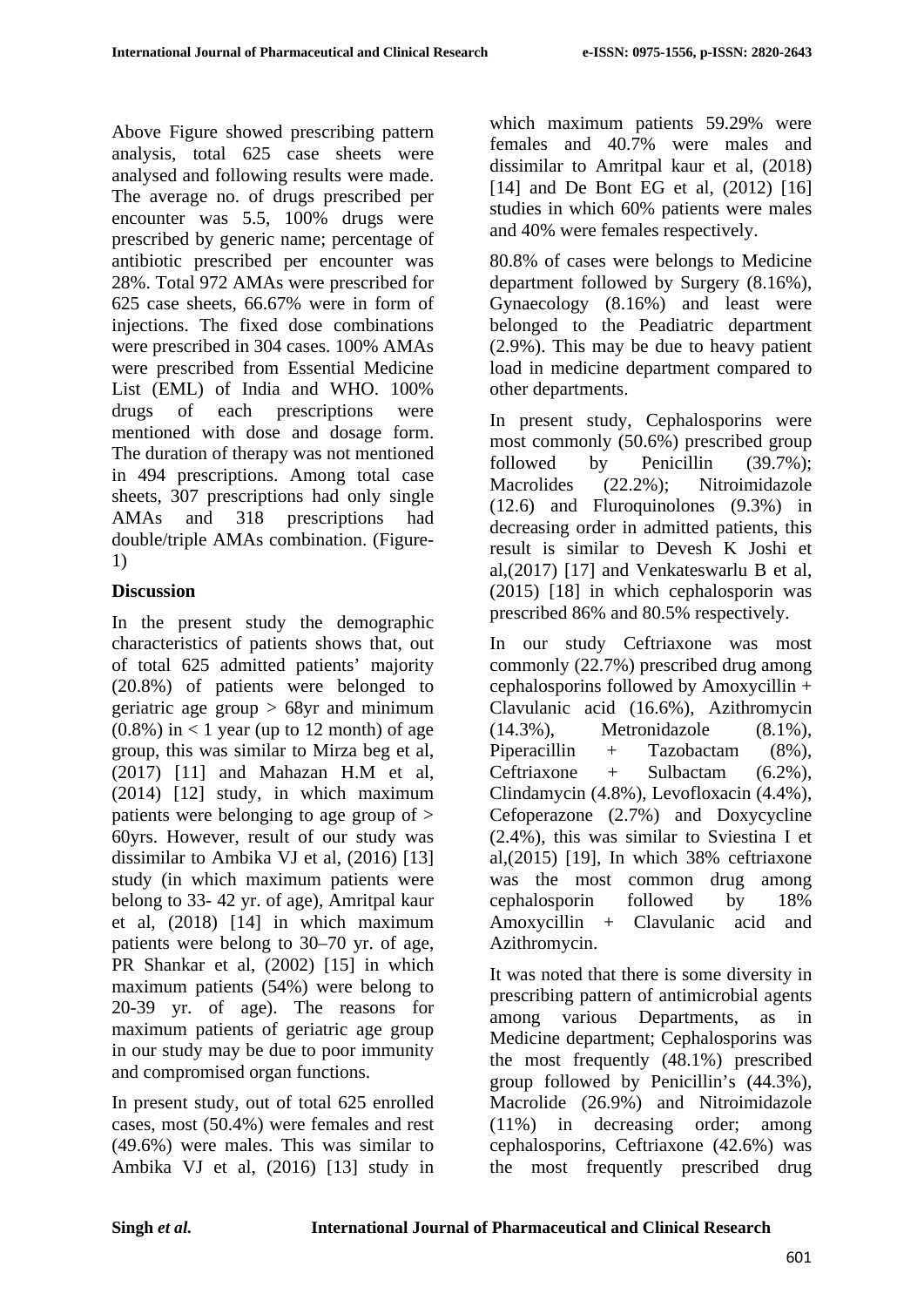Above Figure showed prescribing pattern analysis, total 625 case sheets were analysed and following results were made. The average no. of drugs prescribed per encounter was 5.5, 100% drugs were prescribed by generic name; percentage of antibiotic prescribed per encounter was 28%. Total 972 AMAs were prescribed for 625 case sheets, 66.67% were in form of injections. The fixed dose combinations were prescribed in 304 cases. 100% AMAs were prescribed from Essential Medicine List (EML) of India and WHO. 100% drugs of each prescriptions were mentioned with dose and dosage form. The duration of therapy was not mentioned in 494 prescriptions. Among total case sheets, 307 prescriptions had only single AMAs and 318 prescriptions had double/triple AMAs combination. (Figure-1)

## Discussion

In the present study the demographic characteristics of patients shows that, out of total 625 admitted patients' majority (20.8%) of patients were belonged to geriatric age group > 68yr and minimum (0.8%) in < 1 year (up to 12 month) of age group, this was similar to Mirza beg et al, (2017) [11] and Mahazan H.M et al, (2014) [12] study, in which maximum patients were belonging to age group of > 60yrs. However, result of our study was dissimilar to Ambika VJ et al, (2016) [13] study (in which maximum patients were belong to 33- 42 yr. of age), Amritpal kaur et al, (2018) [14] in which maximum patients were belong to 30–70 yr. of age, PR Shankar et al, (2002) [15] in which maximum patients (54%) were belong to 20-39 yr. of age). The reasons for maximum patients of geriatric age group in our study may be due to poor immunity and compromised organ functions.

In present study, out of total 625 enrolled cases, most (50.4%) were females and rest (49.6%) were males. This was similar to Ambika VJ et al, (2016) [13] study in which maximum patients 59.29% were females and 40.7% were males and dissimilar to Amritpal kaur et al, (2018) [14] and De Bont EG et al, (2012) [16] studies in which 60% patients were males and 40% were females respectively.

80.8% of cases were belongs to Medicine department followed by Surgery (8.16%), Gynaecology (8.16%) and least were belonged to the Peadiatric department (2.9%). This may be due to heavy patient load in medicine department compared to other departments.

In present study, Cephalosporins were most commonly (50.6%) prescribed group followed by Penicillin (39.7%); Macrolides (22.2%); Nitroimidazole (12.6) and Fluroquinolones (9.3%) in decreasing order in admitted patients, this result is similar to Devesh K Joshi et al,(2017) [17] and Venkateswarlu B et al, (2015) [18] in which cephalosporin was prescribed 86% and 80.5% respectively.

In our study Ceftriaxone was most commonly (22.7%) prescribed drug among cephalosporins followed by Amoxycillin + Clavulanic acid (16.6%), Azithromycin (14.3%), Metronidazole (8.1%), Piperacillin + Tazobactam (8%), Ceftriaxone + Sulbactam (6.2%), Clindamycin (4.8%), Levofloxacin (4.4%), Cefoperazone (2.7%) and Doxycycline (2.4%), this was similar to Sviestina I et al,(2015) [19], In which 38% ceftriaxone was the most common drug among cephalosporin followed by 18% Amoxycillin + Clavulanic acid and Azithromycin.

It was noted that there is some diversity in prescribing pattern of antimicrobial agents among various Departments, as in Medicine department; Cephalosporins was the most frequently (48.1%) prescribed group followed by Penicillin's (44.3%), Macrolide (26.9%) and Nitroimidazole (11%) in decreasing order; among cephalosporins, Ceftriaxone (42.6%) was the most frequently prescribed drug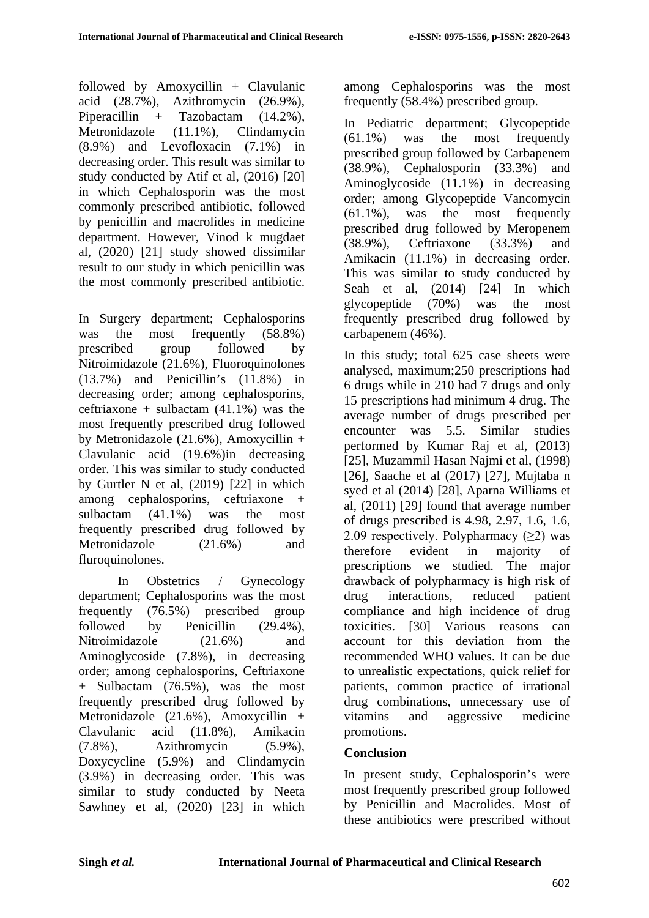followed by Amoxycillin + Clavulanic acid (28.7%), Azithromycin (26.9%), Piperacillin + Tazobactam (14.2%), Metronidazole (11.1%), Clindamycin (8.9%) and Levofloxacin (7.1%) in decreasing order. This result was similar to study conducted by Atif et al, (2016) [20] in which Cephalosporin was the most commonly prescribed antibiotic, followed by penicillin and macrolides in medicine department. However, Vinod k mugdaet al, (2020) [21] study showed dissimilar result to our study in which penicillin was the most commonly prescribed antibiotic.

In Surgery department; Cephalosporins was the most frequently (58.8%) prescribed group followed by Nitroimidazole (21.6%), Fluoroquinolones (13.7%) and Penicillin's (11.8%) in decreasing order; among cephalosporins, ceftriaxone + sulbactam (41.1%) was the most frequently prescribed drug followed by Metronidazole (21.6%), Amoxycillin + Clavulanic acid (19.6%)in decreasing order. This was similar to study conducted by Gurtler N et al, (2019) [22] in which among cephalosporins, ceftriaxone + sulbactam (41.1%) was the most frequently prescribed drug followed by Metronidazole (21.6%) and fluroquinolones.

In Obstetrics / Gynecology department; Cephalosporins was the most frequently (76.5%) prescribed group followed by Penicillin (29.4%), Nitroimidazole (21.6%) and Aminoglycoside (7.8%), in decreasing order; among cephalosporins, Ceftriaxone + Sulbactam (76.5%), was the most frequently prescribed drug followed by Metronidazole (21.6%), Amoxycillin + Clavulanic acid (11.8%), Amikacin (7.8%), Azithromycin (5.9%), Doxycycline (5.9%) and Clindamycin (3.9%) in decreasing order. This was similar to study conducted by Neeta Sawhney et al, (2020) [23] in which among Cephalosporins was the most frequently (58.4%) prescribed group.

In Pediatric department; Glycopeptide (61.1%) was the most frequently prescribed group followed by Carbapenem (38.9%), Cephalosporin (33.3%) and Aminoglycoside (11.1%) in decreasing order; among Glycopeptide Vancomycin (61.1%), was the most frequently prescribed drug followed by Meropenem (38.9%), Ceftriaxone (33.3%) and Amikacin (11.1%) in decreasing order. This was similar to study conducted by Seah et al, (2014) [24] In which glycopeptide (70%) was the most frequently prescribed drug followed by carbapenem (46%).

In this study; total 625 case sheets were analysed, maximum;250 prescriptions had 6 drugs while in 210 had 7 drugs and only 15 prescriptions had minimum 4 drug. The average number of drugs prescribed per encounter was 5.5. Similar studies performed by Kumar Raj et al, (2013) [25], Muzammil Hasan Najmi et al, (1998) [26], Saache et al (2017) [27], Mujtaba n syed et al (2014) [28], Aparna Williams et al, (2011) [29] found that average number of drugs prescribed is 4.98, 2.97, 1.6, 1.6, 2.09 respectively. Polypharmacy ($\geq$2) was therefore evident in majority of prescriptions we studied. The major drawback of polypharmacy is high risk of drug interactions, reduced patient compliance and high incidence of drug toxicities. [30] Various reasons can account for this deviation from the recommended WHO values. It can be due to unrealistic expectations, quick relief for patients, common practice of irrational drug combinations, unnecessary use of vitamins and aggressive medicine promotions.

## Conclusion

In present study, Cephalosporin's were most frequently prescribed group followed by Penicillin and Macrolides. Most of these antibiotics were prescribed without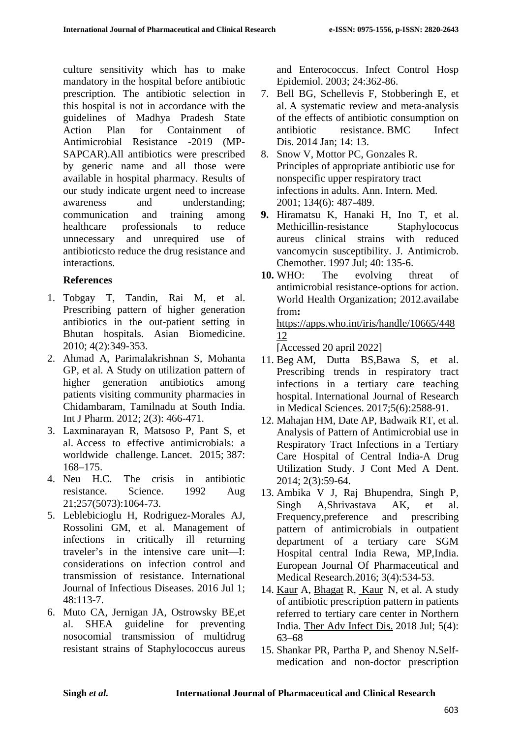culture sensitivity which has to make mandatory in the hospital before antibiotic prescription. The antibiotic selection in this hospital is not in accordance with the guidelines of Madhya Pradesh State Action Plan for Containment of Antimicrobial Resistance -2019 (MP-SAPCAR).All antibiotics were prescribed by generic name and all those were available in hospital pharmacy. Results of our study indicate urgent need to increase awareness and understanding; communication and training among healthcare professionals to reduce unnecessary and unrequired use of antibioticsto reduce the drug resistance and interactions.

## References

1. Tobgay T, Tandin, Rai M, et al. Prescribing pattern of higher generation antibiotics in the out-patient setting in Bhutan hospitals. Asian Biomedicine. 2010; 4(2):349-353.
2. Ahmad A, Parimalakrishnan S, Mohanta GP, et al. A Study on utilization pattern of higher generation antibiotics among patients visiting community pharmacies in Chidambaram, Tamilnadu at South India. Int J Pharm. 2012; 2(3): 466-471.
3. Laxminarayan R, Matsoso P, Pant S, et al. Access to effective antimicrobials: a worldwide challenge. Lancet. 2015; 387: 168–175.
4. Neu H.C. The crisis in antibiotic resistance. Science. 1992 Aug 21;257(5073):1064-73.
5. Leblebicioglu H, Rodriguez-Morales AJ, Rossolini GM, et al. Management of infections in critically ill returning traveler's in the intensive care unit—I: considerations on infection control and transmission of resistance. International Journal of Infectious Diseases. 2016 Jul 1; 48:113-7.
6. Muto CA, Jernigan JA, Ostrowsky BE,et al. SHEA guideline for preventing nosocomial transmission of multidrug resistant strains of Staphylococcus aureus and Enterococcus. Infect Control Hosp Epidemiol. 2003; 24:362-86.
7. Bell BG, Schellevis F, Stobberingh E, et al. A systematic review and meta-analysis of the effects of antibiotic consumption on antibiotic resistance. BMC Infect Dis. 2014 Jan; 14: 13.
8. Snow V, Mottor PC, Gonzales R. Principles of appropriate antibiotic use for nonspecific upper respiratory tract infections in adults. Ann. Intern. Med. 2001; 134(6): 487-489.
9. Hiramatsu K, Hanaki H, Ino T, et al. Methicillin-resistance Staphylococus aureus clinical strains with reduced vancomycin susceptibility. J. Antimicrob. Chemother. 1997 Jul; 40: 135-6.
10. WHO: The evolving threat of antimicrobial resistance-options for action. World Health Organization; 2012.availabe from**:** https://apps.who.int/iris/handle/10665/44812 [Accessed 20 april 2022]
11. Beg AM, Dutta BS,Bawa S, et al. Prescribing trends in respiratory tract infections in a tertiary care teaching hospital. International Journal of Research in Medical Sciences. 2017;5(6):2588-91.
12. Mahajan HM, Date AP, Badwaik RT, et al. Analysis of Pattern of Antimicrobial use in Respiratory Tract Infections in a Tertiary Care Hospital of Central India-A Drug Utilization Study. J Cont Med A Dent. 2014; 2(3):59-64.
13. Ambika V J, Raj Bhupendra, Singh P, Singh A,Shrivastava AK, et al. Frequency,preference and prescribing pattern of antimicrobials in outpatient department of a tertiary care SGM Hospital central India Rewa, MP,India. European Journal Of Pharmaceutical and Medical Research.2016; 3(4):534-53.
14. Kaur A, Bhagat R, Kaur N, et al. A study of antibiotic prescription pattern in patients referred to tertiary care center in Northern India. Ther Adv Infect Dis. 2018 Jul; 5(4): 63–68
15. Shankar PR, Partha P, and Shenoy N**.**Self-medication and non-doctor prescription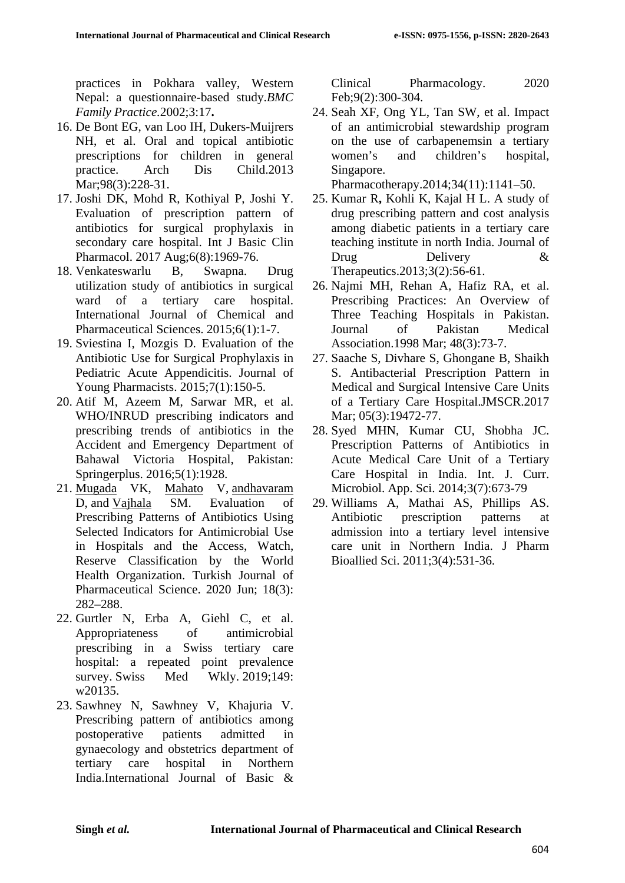practices in Pokhara valley, Western Nepal: a questionnaire-based study.*BMC Family Practice*.2002;3:17**.**

16. De Bont EG, van Loo IH, Dukers-Muijrers NH, et al. Oral and topical antibiotic prescriptions for children in general practice. Arch Dis Child.2013 Mar;98(3):228-31.
17. Joshi DK, Mohd R, Kothiyal P, Joshi Y. Evaluation of prescription pattern of antibiotics for surgical prophylaxis in secondary care hospital. Int J Basic Clin Pharmacol. 2017 Aug;6(8):1969-76.
18. Venkateswarlu B, Swapna. Drug utilization study of antibiotics in surgical ward of a tertiary care hospital. International Journal of Chemical and Pharmaceutical Sciences. 2015;6(1):1-7.
19. Sviestina I, Mozgis D. Evaluation of the Antibiotic Use for Surgical Prophylaxis in Pediatric Acute Appendicitis. Journal of Young Pharmacists. 2015;7(1):150-5.
20. Atif M, Azeem M, Sarwar MR, et al. WHO/INRUD prescribing indicators and prescribing trends of antibiotics in the Accident and Emergency Department of Bahawal Victoria Hospital, Pakistan: Springerplus. 2016;5(1):1928.
21. Mugada VK, Mahato V, andhavaram D, and Vajhala SM. Evaluation of Prescribing Patterns of Antibiotics Using Selected Indicators for Antimicrobial Use in Hospitals and the Access, Watch, Reserve Classification by the World Health Organization. Turkish Journal of Pharmaceutical Science. 2020 Jun; 18(3): 282–288.
22. Gurtler N, Erba A, Giehl C, et al. Appropriateness of antimicrobial prescribing in a Swiss tertiary care hospital: a repeated point prevalence survey. Swiss Med Wkly. 2019;149: w20135.
23. Sawhney N, Sawhney V, Khajuria V. Prescribing pattern of antibiotics among postoperative patients admitted in gynaecology and obstetrics department of tertiary care hospital in Northern India.International Journal of Basic & Clinical Pharmacology. 2020 Feb;9(2):300-304.
24. Seah XF, Ong YL, Tan SW, et al. Impact of an antimicrobial stewardship program on the use of carbapenemsin a tertiary women's and children's hospital, Singapore. Pharmacotherapy.2014;34(11):1141–50.
25. Kumar R**,** Kohli K, Kajal H L. A study of drug prescribing pattern and cost analysis among diabetic patients in a tertiary care teaching institute in north India. Journal of Drug Delivery & Therapeutics.2013;3(2):56-61.
26. Najmi MH, Rehan A, Hafiz RA, et al. Prescribing Practices: An Overview of Three Teaching Hospitals in Pakistan. Journal of Pakistan Medical Association.1998 Mar; 48(3):73-7.
27. Saache S, Divhare S, Ghongane B, Shaikh S. Antibacterial Prescription Pattern in Medical and Surgical Intensive Care Units of a Tertiary Care Hospital.JMSCR.2017 Mar; 05(3):19472-77.
28. Syed MHN, Kumar CU, Shobha JC. Prescription Patterns of Antibiotics in Acute Medical Care Unit of a Tertiary Care Hospital in India. Int. J. Curr. Microbiol. App. Sci. 2014;3(7):673-79
29. Williams A, Mathai AS, Phillips AS. Antibiotic prescription patterns at admission into a tertiary level intensive care unit in Northern India. J Pharm Bioallied Sci. 2011;3(4):531-36.